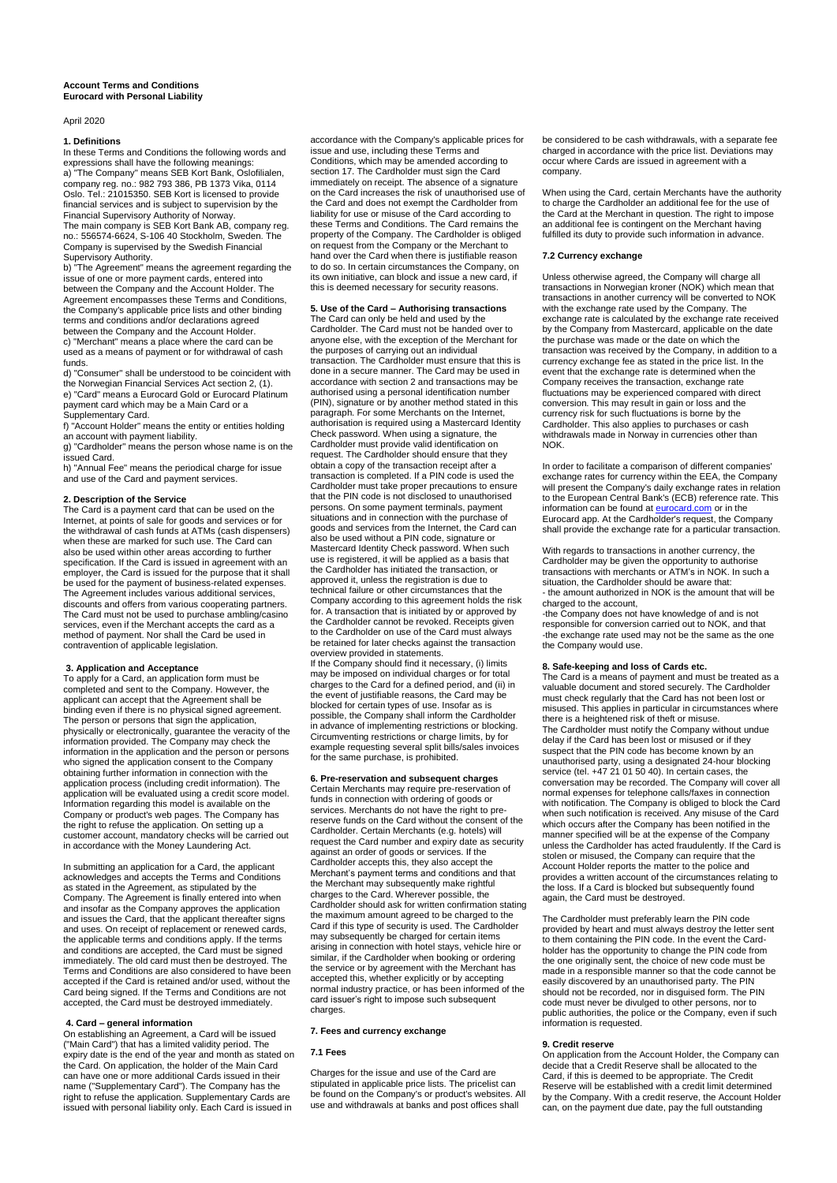**Account Terms and Conditions**
**Eurocard with Personal Liability**

April 2020

#### 1. Definitions

In these Terms and Conditions the following words and expressions shall have the following meanings:

a) "The Company" means SEB Kort Bank, Oslofilialen, company reg. no.: 982 793 386, PB 1373 Vika, 0114 Oslo. Tel.: 21015350. SEB Kort is licensed to provide financial services and is subject to supervision by the Financial Supervisory Authority of Norway.
The main company is SEB Kort Bank AB, company reg. no.: 556574-6624, S-106 40 Stockholm, Sweden. The Company is supervised by the Swedish Financial Supervisory Authority.

b) "The Agreement" means the agreement regarding the issue of one or more payment cards, entered into between the Company and the Account Holder. The Agreement encompasses these Terms and Conditions, the Company's applicable price lists and other binding terms and conditions and/or declarations agreed between the Company and the Account Holder.

c) "Merchant" means a place where the card can be used as a means of payment or for withdrawal of cash funds.

d) "Consumer" shall be understood to be coincident with the Norwegian Financial Services Act section 2, (1).

e) "Card" means a Eurocard Gold or Eurocard Platinum payment card which may be a Main Card or a Supplementary Card.

f) "Account Holder" means the entity or entities holding an account with payment liability.

g) "Cardholder" means the person whose name is on the issued Card.

h) "Annual Fee" means the periodical charge for issue and use of the Card and payment services.

#### 2. Description of the Service

The Card is a payment card that can be used on the Internet, at points of sale for goods and services or for the withdrawal of cash funds at ATMs (cash dispensers) when these are marked for such use. The Card can also be used within other areas according to further specification. If the Card is issued in agreement with an employer, the Card is issued for the purpose that it shall be used for the payment of business-related expenses. The Agreement includes various additional services, discounts and offers from various cooperating partners. The Card must not be used to purchase ambling/casino services, even if the Merchant accepts the card as a method of payment. Nor shall the Card be used in contravention of applicable legislation.

#### 3. Application and Acceptance

To apply for a Card, an application form must be completed and sent to the Company. However, the applicant can accept that the Agreement shall be binding even if there is no physical signed agreement. The person or persons that sign the application, physically or electronically, guarantee the veracity of the information provided. The Company may check the information in the application and the person or persons who signed the application consent to the Company obtaining further information in connection with the application process (including credit information). The application will be evaluated using a credit score model. Information regarding this model is available on the Company or product's web pages. The Company has the right to refuse the application. On setting up a customer account, mandatory checks will be carried out in accordance with the Money Laundering Act.

In submitting an application for a Card, the applicant acknowledges and accepts the Terms and Conditions as stated in the Agreement, as stipulated by the Company. The Agreement is finally entered into when and insofar as the Company approves the application and issues the Card, that the applicant thereafter signs and uses. On receipt of replacement or renewed cards, the applicable terms and conditions apply. If the terms and conditions are accepted, the Card must be signed immediately. The old card must then be destroyed. The Terms and Conditions are also considered to have been accepted if the Card is retained and/or used, without the Card being signed. If the Terms and Conditions are not accepted, the Card must be destroyed immediately.

#### 4. Card – general information

On establishing an Agreement, a Card will be issued ("Main Card") that has a limited validity period. The expiry date is the end of the year and month as stated on the Card. On application, the holder of the Main Card can have one or more additional Cards issued in their name ("Supplementary Card"). The Company has the right to refuse the application. Supplementary Cards are issued with personal liability only. Each Card is issued in accordance with the Company's applicable prices for issue and use, including these Terms and Conditions, which may be amended according to section 17. The Cardholder must sign the Card immediately on receipt. The absence of a signature on the Card increases the risk of unauthorised use of the Card and does not exempt the Cardholder from liability for use or misuse of the Card according to these Terms and Conditions. The Card remains the property of the Company. The Cardholder is obliged on request from the Company or the Merchant to hand over the Card when there is justifiable reason to do so. In certain circumstances the Company, on its own initiative, can block and issue a new card, if this is deemed necessary for security reasons.

#### 5. Use of the Card – Authorising transactions

The Card can only be held and used by the Cardholder. The Card must not be handed over to anyone else, with the exception of the Merchant for the purposes of carrying out an individual transaction. The Cardholder must ensure that this is done in a secure manner. The Card may be used in accordance with section 2 and transactions may be authorised using a personal identification number (PIN), signature or by another method stated in this paragraph. For some Merchants on the Internet, authorisation is required using a Mastercard Identity Check password. When using a signature, the Cardholder must provide valid identification on request. The Cardholder should ensure that they obtain a copy of the transaction receipt after a transaction is completed. If a PIN code is used the Cardholder must take proper precautions to ensure that the PIN code is not disclosed to unauthorised persons. On some payment terminals, payment situations and in connection with the purchase of goods and services from the Internet, the Card can also be used without a PIN code, signature or Mastercard Identity Check password. When such use is registered, it will be applied as a basis that the Cardholder has initiated the transaction, or approved it, unless the registration is due to technical failure or other circumstances that the Company according to this agreement holds the risk for. A transaction that is initiated by or approved by the Cardholder cannot be revoked. Receipts given to the Cardholder on use of the Card must always be retained for later checks against the transaction overview provided in statements.

If the Company should find it necessary, (i) limits may be imposed on individual charges or for total charges to the Card for a defined period, and (ii) in the event of justifiable reasons, the Card may be blocked for certain types of use. Insofar as is possible, the Company shall inform the Cardholder in advance of implementing restrictions or blocking. Circumventing restrictions or charge limits, by for example requesting several split bills/sales invoices for the same purchase, is prohibited.

#### 6. Pre-reservation and subsequent charges

Certain Merchants may require pre-reservation of funds in connection with ordering of goods or services. Merchants do not have the right to pre-reserve funds on the Card without the consent of the Cardholder. Certain Merchants (e.g. hotels) will request the Card number and expiry date as security against an order of goods or services. If the Cardholder accepts this, they also accept the Merchant's payment terms and conditions and that the Merchant may subsequently make rightful charges to the Card. Wherever possible, the Cardholder should ask for written confirmation stating the maximum amount agreed to be charged to the Card if this type of security is used. The Cardholder may subsequently be charged for certain items arising in connection with hotel stays, vehicle hire or similar, if the Cardholder when booking or ordering the service or by agreement with the Merchant has accepted this, whether explicitly or by accepting normal industry practice, or has been informed of the card issuer's right to impose such subsequent charges.

#### 7. Fees and currency exchange

#### 7.1 Fees

Charges for the issue and use of the Card are stipulated in applicable price lists. The pricelist can be found on the Company's or product's websites. All use and withdrawals at banks and post offices shall be considered to be cash withdrawals, with a separate fee charged in accordance with the price list. Deviations may occur where Cards are issued in agreement with a company.

When using the Card, certain Merchants have the authority to charge the Cardholder an additional fee for the use of the Card at the Merchant in question. The right to impose an additional fee is contingent on the Merchant having fulfilled its duty to provide such information in advance.

#### 7.2 Currency exchange

Unless otherwise agreed, the Company will charge all transactions in Norwegian kroner (NOK) which mean that transactions in another currency will be converted to NOK with the exchange rate used by the Company. The exchange rate is calculated by the exchange rate received by the Company from Mastercard, applicable on the date the purchase was made or the date on which the transaction was received by the Company, in addition to a currency exchange fee as stated in the price list. In the event that the exchange rate is determined when the Company receives the transaction, exchange rate fluctuations may be experienced compared with direct conversion. This may result in gain or loss and the currency risk for such fluctuations is borne by the Cardholder. This also applies to purchases or cash withdrawals made in Norway in currencies other than NOK.

In order to facilitate a comparison of different companies' exchange rates for currency within the EEA, the Company will present the Company's daily exchange rates in relation to the European Central Bank's (ECB) reference rate. This information can be found at eurocard.com or in the Eurocard app. At the Cardholder's request, the Company shall provide the exchange rate for a particular transaction.

With regards to transactions in another currency, the Cardholder may be given the opportunity to authorise transactions with merchants or ATM's in NOK. In such a situation, the Cardholder should be aware that:
- the amount authorized in NOK is the amount that will be charged to the account,
- the Company does not have knowledge of and is not responsible for conversion carried out to NOK, and that
- the exchange rate used may not be the same as the one the Company would use.

#### 8. Safe-keeping and loss of Cards etc.

The Card is a means of payment and must be treated as a valuable document and stored securely. The Cardholder must check regularly that the Card has not been lost or misused. This applies in particular in circumstances where there is a heightened risk of theft or misuse.
The Cardholder must notify the Company without undue delay if the Card has been lost or misused or if they suspect that the PIN code has become known by an unauthorised party, using a designated 24-hour blocking service (tel. +47 21 01 50 40). In certain cases, the conversation may be recorded. The Company will cover all normal expenses for telephone calls/faxes in connection with notification. The Company is obliged to block the Card when such notification is received. Any misuse of the Card which occurs after the Company has been notified in the manner specified will be at the expense of the Company unless the Cardholder has acted fraudulently. If the Card is stolen or misused, the Company can require that the Account Holder reports the matter to the police and provides a written account of the circumstances relating to the loss. If a Card is blocked but subsequently found again, the Card must be destroyed.

The Cardholder must preferably learn the PIN code provided by heart and must always destroy the letter sent to them containing the PIN code. In the event the Card-holder has the opportunity to change the PIN code from the one originally sent, the choice of new code must be made in a responsible manner so that the code cannot be easily discovered by an unauthorised party. The PIN should not be recorded, nor in disguised form. The PIN code must never be divulged to other persons, nor to public authorities, the police or the Company, even if such information is requested.

#### 9. Credit reserve

On application from the Account Holder, the Company can decide that a Credit Reserve shall be allocated to the Card, if this is deemed to be appropriate. The Credit Reserve will be established with a credit limit determined by the Company. With a credit reserve, the Account Holder can, on the payment due date, pay the full outstanding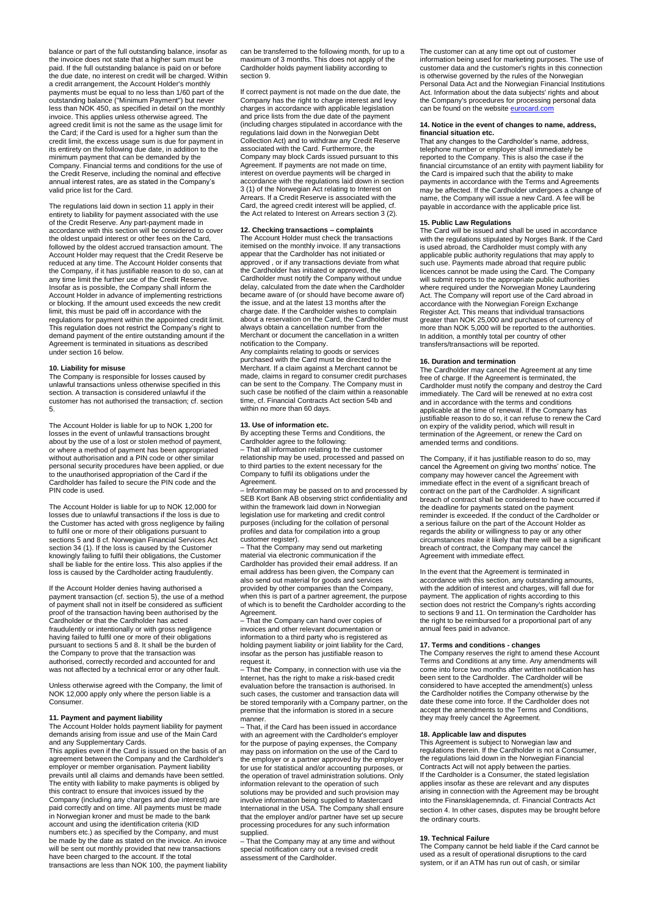balance or part of the full outstanding balance, insofar as the invoice does not state that a higher sum must be paid. If the full outstanding balance is paid on or before the due date, no interest on credit will be charged. Within a credit arrangement, the Account Holder's monthly payments must be equal to no less than 1/60 part of the outstanding balance ("Minimum Payment") but never less than NOK 450, as specified in detail on the monthly invoice. This applies unless otherwise agreed. The agreed credit limit is not the same as the usage limit for the Card; if the Card is used for a higher sum than the credit limit, the excess usage sum is due for payment in its entirety on the following due date, in addition to the minimum payment that can be demanded by the Company. Financial terms and conditions for the use of the Credit Reserve, including the nominal and effective annual interest rates, are as stated in the Company's valid price list for the Card.

The regulations laid down in section 11 apply in their entirety to liability for payment associated with the use of the Credit Reserve. Any part-payment made in accordance with this section will be considered to cover the oldest unpaid interest or other fees on the Card, followed by the oldest accrued transaction amount. The Account Holder may request that the Credit Reserve be reduced at any time. The Account Holder consents that the Company, if it has justifiable reason to do so, can at any time limit the further use of the Credit Reserve. Insofar as is possible, the Company shall inform the Account Holder in advance of implementing restrictions or blocking. If the amount used exceeds the new credit limit, this must be paid off in accordance with the regulations for payment within the appointed credit limit. This regulation does not restrict the Company's right to demand payment of the entire outstanding amount if the Agreement is terminated in situations as described under section 16 below.

### 10. Liability for misuse

The Company is responsible for losses caused by unlawful transactions unless otherwise specified in this section. A transaction is considered unlawful if the customer has not authorised the transaction; cf. section 5.

The Account Holder is liable for up to NOK 1,200 for losses in the event of unlawful transactions brought about by the use of a lost or stolen method of payment, or where a method of payment has been appropriated without authorisation and a PIN code or other similar personal security procedures have been applied, or due to the unauthorised appropriation of the Card if the Cardholder has failed to secure the PIN code and the PIN code is used.

The Account Holder is liable for up to NOK 12,000 for losses due to unlawful transactions if the loss is due to the Customer has acted with gross negligence by failing to fulfil one or more of their obligations pursuant to sections 5 and 8 cf. Norwegian Financial Services Act section 34 (1). If the loss is caused by the Customer knowingly failing to fulfil their obligations, the Customer shall be liable for the entire loss. This also applies if the loss is caused by the Cardholder acting fraudulently.

If the Account Holder denies having authorised a payment transaction (cf. section 5), the use of a method of payment shall not in itself be considered as sufficient proof of the transaction having been authorised by the Cardholder or that the Cardholder has acted fraudulently or intentionally or with gross negligence having failed to fulfil one or more of their obligations pursuant to sections 5 and 8. It shall be the burden of the Company to prove that the transaction was authorised, correctly recorded and accounted for and was not affected by a technical error or any other fault.

Unless otherwise agreed with the Company, the limit of NOK 12,000 apply only where the person liable is a Consumer.

### 11. Payment and payment liability

The Account Holder holds payment liability for payment demands arising from issue and use of the Main Card and any Supplementary Cards.

This applies even if the Card is issued on the basis of an agreement between the Company and the Cardholder's employer or member organisation. Payment liability prevails until all claims and demands have been settled. The entity with liability to make payments is obliged by this contract to ensure that invoices issued by the Company (including any charges and due interest) are paid correctly and on time. All payments must be made in Norwegian kroner and must be made to the bank account and using the identification criteria (KID numbers etc.) as specified by the Company, and must be made by the date as stated on the invoice. An invoice will be sent out monthly provided that new transactions have been charged to the account. If the total transactions are less than NOK 100, the payment liability can be transferred to the following month, for up to a maximum of 3 months. This does not apply of the Cardholder holds payment liability according to section 9.

If correct payment is not made on the due date, the Company has the right to charge interest and levy charges in accordance with applicable legislation and price lists from the due date of the payment (including charges stipulated in accordance with the regulations laid down in the Norwegian Debt Collection Act) and to withdraw any Credit Reserve associated with the Card. Furthermore, the Company may block Cards issued pursuant to this Agreement. If payments are not made on time, interest on overdue payments will be charged in accordance with the regulations laid down in section 3 (1) of the Norwegian Act relating to Interest on Arrears. If a Credit Reserve is associated with the Card, the agreed credit interest will be applied, cf. the Act related to Interest on Arrears section 3 (2).

### 12. Checking transactions – complaints

The Account Holder must check the transactions itemised on the monthly invoice. If any transactions appear that the Cardholder has not initiated or approved , or if any transactions deviate from what the Cardholder has initiated or approved, the Cardholder must notify the Company without undue delay, calculated from the date when the Cardholder became aware of (or should have become aware of) the issue, and at the latest 13 months after the charge date. If the Cardholder wishes to complain about a reservation on the Card, the Cardholder must always obtain a cancellation number from the Merchant or document the cancellation in a written notification to the Company.

Any complaints relating to goods or services purchased with the Card must be directed to the Merchant. If a claim against a Merchant cannot be made, claims in regard to consumer credit purchases can be sent to the Company. The Company must in such case be notified of the claim within a reasonable time, cf. Financial Contracts Act section 54b and within no more than 60 days.

### 13. Use of information etc.

By accepting these Terms and Conditions, the Cardholder agree to the following:

– That all information relating to the customer relationship may be used, processed and passed on to third parties to the extent necessary for the Company to fulfil its obligations under the Agreement.

– Information may be passed on to and processed by SEB Kort Bank AB observing strict confidentiality and within the framework laid down in Norwegian legislation use for marketing and credit control purposes (including for the collation of personal profiles and data for compilation into a group customer register).

– That the Company may send out marketing material via electronic communication if the Cardholder has provided their email address. If an email address has been given, the Company can also send out material for goods and services provided by other companies than the Company, when this is part of a partner agreement, the purpose of which is to benefit the Cardholder according to the Agreement.

– That the Company can hand over copies of invoices and other relevant documentation or information to a third party who is registered as holding payment liability or joint liability for the Card, insofar as the person has justifiable reason to request it.

– That the Company, in connection with use via the Internet, has the right to make a risk-based credit evaluation before the transaction is authorised. In such cases, the customer and transaction data will be stored temporarily with a Company partner, on the premise that the information is stored in a secure manner.

– That, if the Card has been issued in accordance with an agreement with the Cardholder's employer for the purpose of paying expenses, the Company may pass on information on the use of the Card to the employer or a partner approved by the employer for use for statistical and/or accounting purposes, or the operation of travel administration solutions. Only information relevant to the operation of such solutions may be provided and such provision may involve information being supplied to Mastercard International in the USA. The Company shall ensure that the employer and/or partner have set up secure processing procedures for any such information supplied.

– That the Company may at any time and without special notification carry out a revised credit assessment of the Cardholder.

The customer can at any time opt out of customer information being used for marketing purposes. The use of customer data and the customer's rights in this connection is otherwise governed by the rules of the Norwegian Personal Data Act and the Norwegian Financial Institutions Act. Information about the data subjects' rights and about the Company's procedures for processing personal data can be found on the website eurocard.com

### 14. Notice in the event of changes to name, address, financial situation etc.

That any changes to the Cardholder's name, address, telephone number or employer shall immediately be reported to the Company. This is also the case if the financial circumstance of an entity with payment liability for the Card is impaired such that the ability to make payments in accordance with the Terms and Agreements may be affected. If the Cardholder undergoes a change of name, the Company will issue a new Card. A fee will be payable in accordance with the applicable price list.

### 15. Public Law Regulations

The Card will be issued and shall be used in accordance with the regulations stipulated by Norges Bank. If the Card is used abroad, the Cardholder must comply with any applicable public authority regulations that may apply to such use. Payments made abroad that require public licences cannot be made using the Card. The Company will submit reports to the appropriate public authorities where required under the Norwegian Money Laundering Act. The Company will report use of the Card abroad in accordance with the Norwegian Foreign Exchange Register Act. This means that individual transactions greater than NOK 25,000 and purchases of currency of more than NOK 5,000 will be reported to the authorities. In addition, a monthly total per country of other transfers/transactions will be reported.

### 16. Duration and termination

The Cardholder may cancel the Agreement at any time free of charge. If the Agreement is terminated, the Cardholder must notify the company and destroy the Card immediately. The Card will be renewed at no extra cost and in accordance with the terms and conditions applicable at the time of renewal. If the Company has justifiable reason to do so, it can refuse to renew the Card on expiry of the validity period, which will result in termination of the Agreement, or renew the Card on amended terms and conditions.

The Company, if it has justifiable reason to do so, may cancel the Agreement on giving two months' notice. The company may however cancel the Agreement with immediate effect in the event of a significant breach of contract on the part of the Cardholder. A significant breach of contract shall be considered to have occurred if the deadline for payments stated on the payment reminder is exceeded. If the conduct of the Cardholder or a serious failure on the part of the Account Holder as regards the ability or willingness to pay or any other circumstances make it likely that there will be a significant breach of contract, the Company may cancel the Agreement with immediate effect.

In the event that the Agreement is terminated in accordance with this section, any outstanding amounts, with the addition of interest and charges, will fall due for payment. The application of rights according to this section does not restrict the Company's rights according to sections 9 and 11. On termination the Cardholder has the right to be reimbursed for a proportional part of any annual fees paid in advance.

### 17. Terms and conditions - changes

The Company reserves the right to amend these Account Terms and Conditions at any time. Any amendments will come into force two months after written notification has been sent to the Cardholder. The Cardholder will be considered to have accepted the amendment(s) unless the Cardholder notifies the Company otherwise by the date these come into force. If the Cardholder does not accept the amendments to the Terms and Conditions, they may freely cancel the Agreement.

### 18. Applicable law and disputes

This Agreement is subject to Norwegian law and regulations therein. If the Cardholder is not a Consumer, the regulations laid down in the Norwegian Financial Contracts Act will not apply between the parties. If the Cardholder is a Consumer, the stated legislation applies insofar as these are relevant and any disputes arising in connection with the Agreement may be brought into the Finansklagenemnda, cf. Financial Contracts Act section 4. In other cases, disputes may be brought before the ordinary courts.

### 19. Technical Failure

The Company cannot be held liable if the Card cannot be used as a result of operational disruptions to the card system, or if an ATM has run out of cash, or similar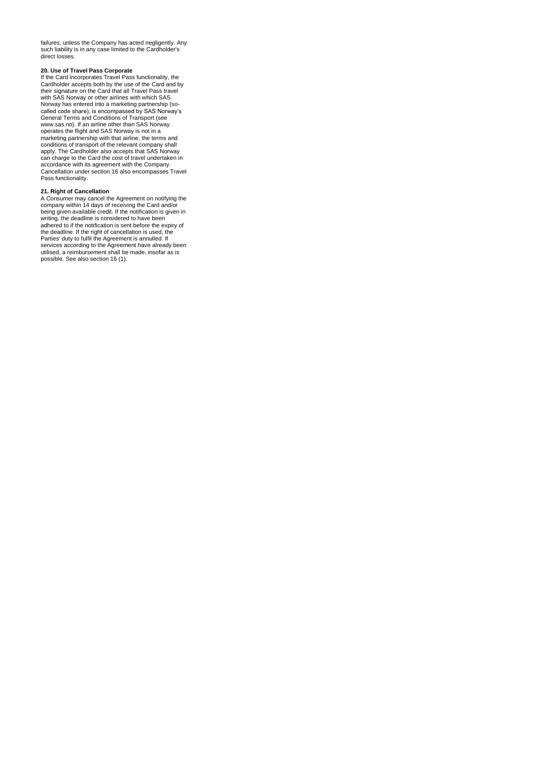failures, unless the Company has acted negligently. Any such liability is in any case limited to the Cardholder's direct losses.

**20. Use of Travel Pass Corporate**

If the Card incorporates Travel Pass functionality, the Cardholder accepts both by the use of the Card and by their signature on the Card that all Travel Pass travel with SAS Norway or other airlines with which SAS Norway has entered into a marketing partnership (so-called code share), is encompassed by SAS Norway's General Terms and Conditions of Transport (see www.sas.no). If an airline other than SAS Norway operates the flight and SAS Norway is not in a marketing partnership with that airline, the terms and conditions of transport of the relevant company shall apply. The Cardholder also accepts that SAS Norway can charge to the Card the cost of travel undertaken in accordance with its agreement with the Company. Cancellation under section 16 also encompasses Travel Pass functionality.

**21. Right of Cancellation**

A Consumer may cancel the Agreement on notifying the company within 14 days of receiving the Card and/or being given available credit. If the notification is given in writing, the deadline is considered to have been adhered to if the notification is sent before the expiry of the deadline. If the right of cancellation is used, the Parties' duty to fulfil the Agreement is annulled. If services according to the Agreement have already been utilised, a reimbursement shall be made, insofar as is possible. See also section 16 (1).